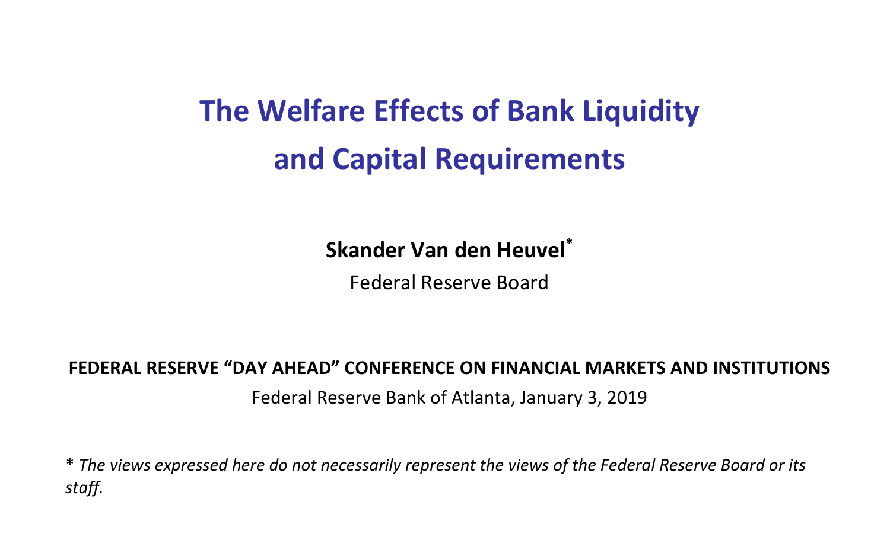# The Welfare Effects of Bank Liquidity and Capital Requirements

**Skander Van den Heuvel***

Federal Reserve Board

**FEDERAL RESERVE "DAY AHEAD" CONFERENCE ON FINANCIAL MARKETS AND INSTITUTIONS**

Federal Reserve Bank of Atlanta, January 3, 2019

\* *The views expressed here do not necessarily represent the views of the Federal Reserve Board or its staff.*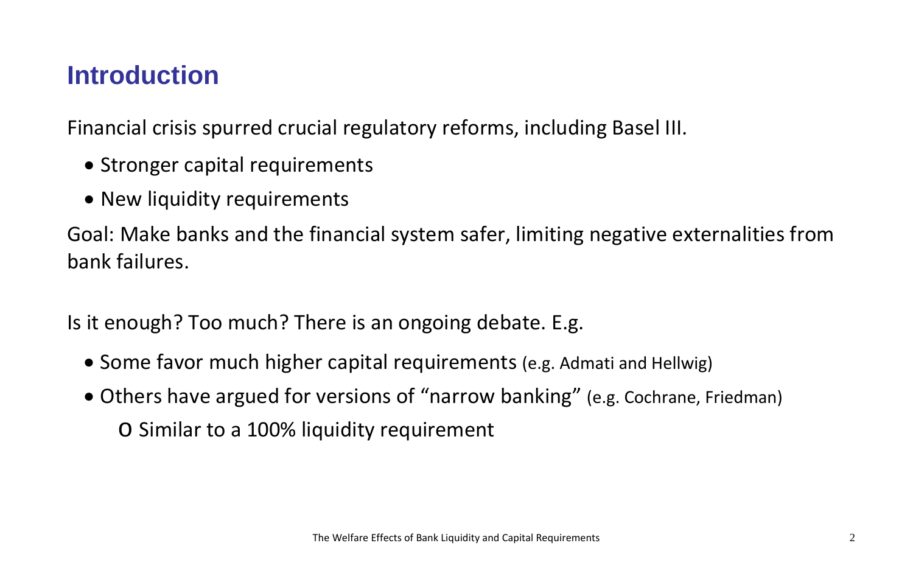## Introduction

Financial crisis spurred crucial regulatory reforms, including Basel III.

- Stronger capital requirements
- New liquidity requirements

Goal: Make banks and the financial system safer, limiting negative externalities from bank failures.

Is it enough? Too much? There is an ongoing debate. E.g.

- Some favor much higher capital requirements (e.g. Admati and Hellwig)
- Others have argued for versions of "narrow banking" (e.g. Cochrane, Friedman)
  - Similar to a 100% liquidity requirement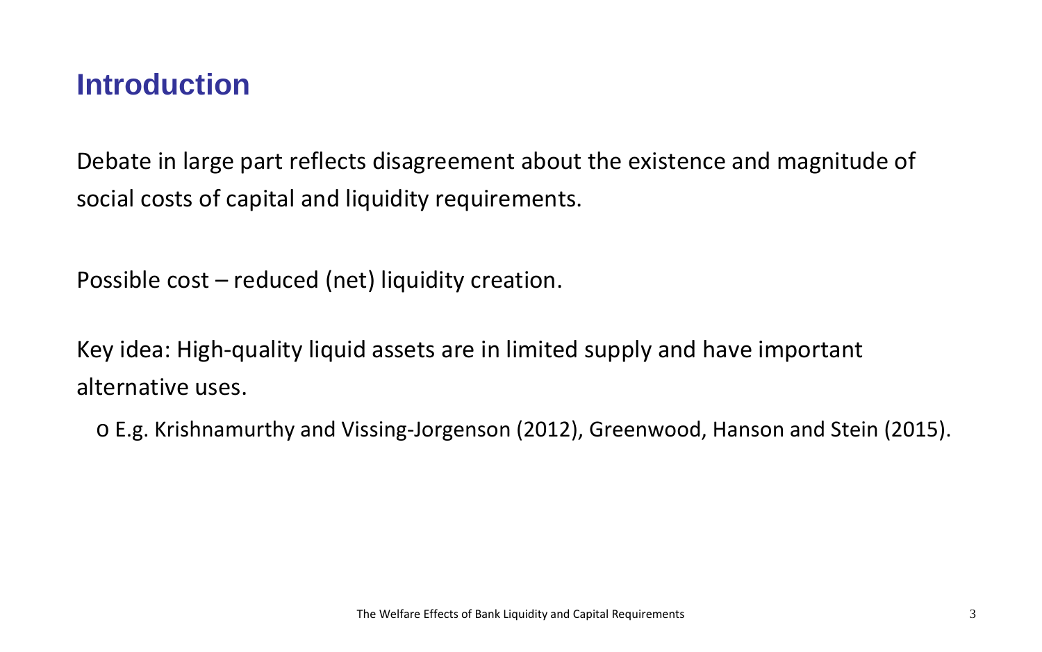# Introduction

Debate in large part reflects disagreement about the existence and magnitude of social costs of capital and liquidity requirements.

Possible cost – reduced (net) liquidity creation.

Key idea: High-quality liquid assets are in limited supply and have important alternative uses.

- E.g. Krishnamurthy and Vissing-Jorgenson (2012), Greenwood, Hanson and Stein (2015).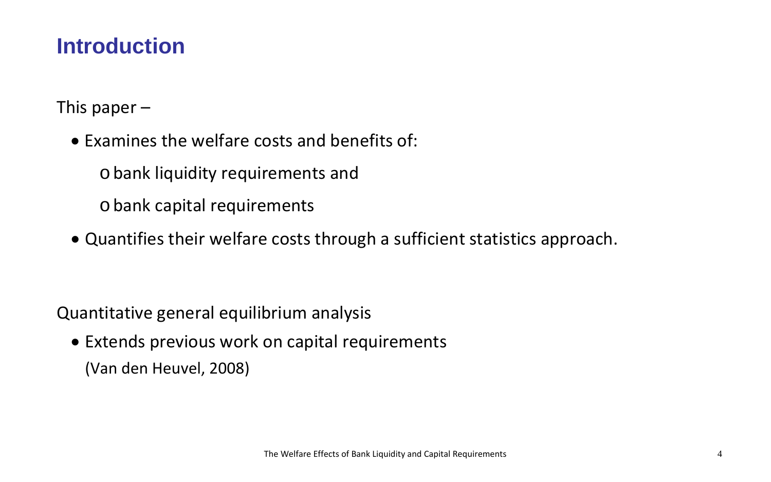# Introduction

This paper –

- Examines the welfare costs and benefits of:
  - bank liquidity requirements and
  - bank capital requirements
- Quantifies their welfare costs through a sufficient statistics approach.

Quantitative general equilibrium analysis

- Extends previous work on capital requirements (Van den Heuvel, 2008)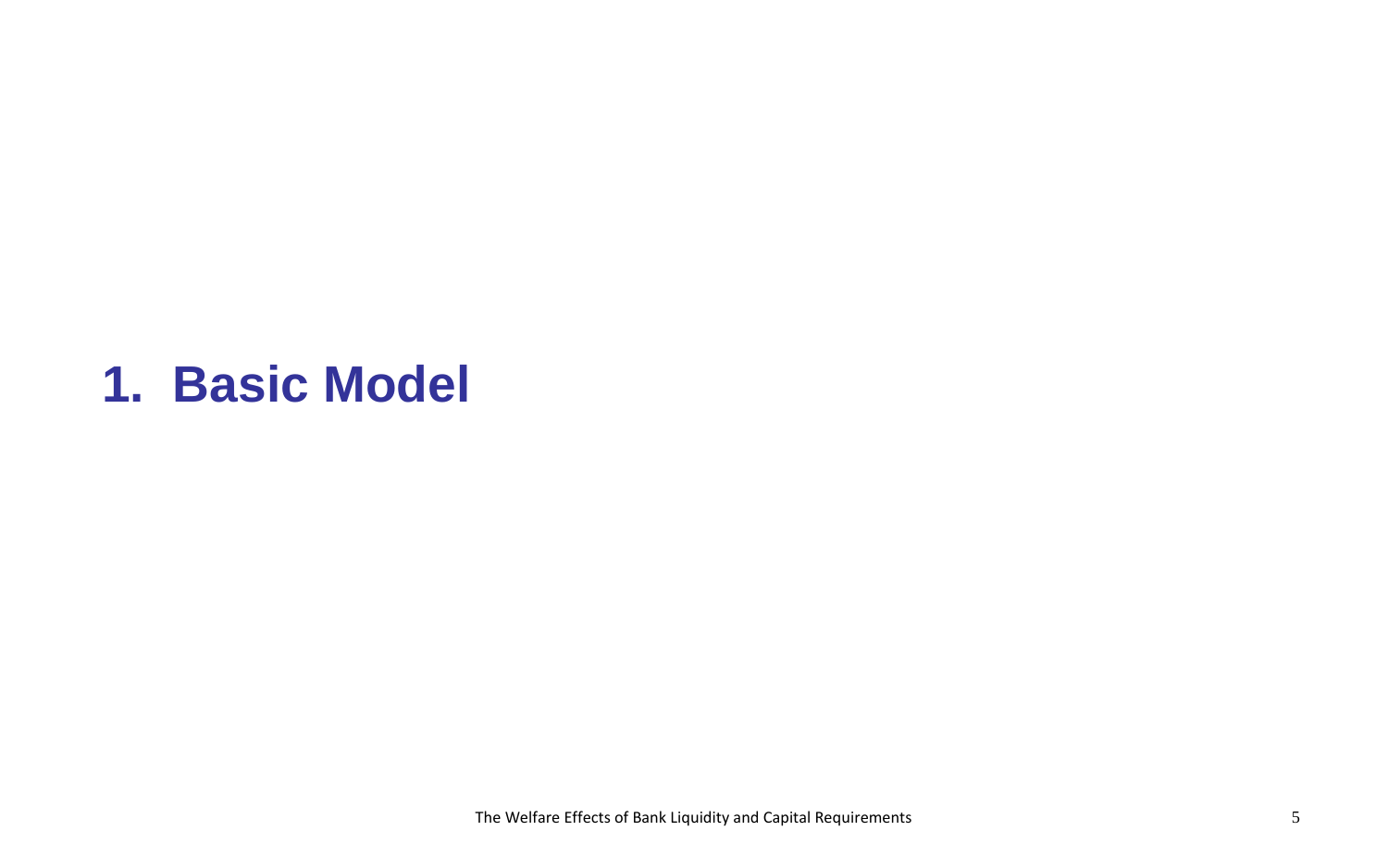# 1. Basic Model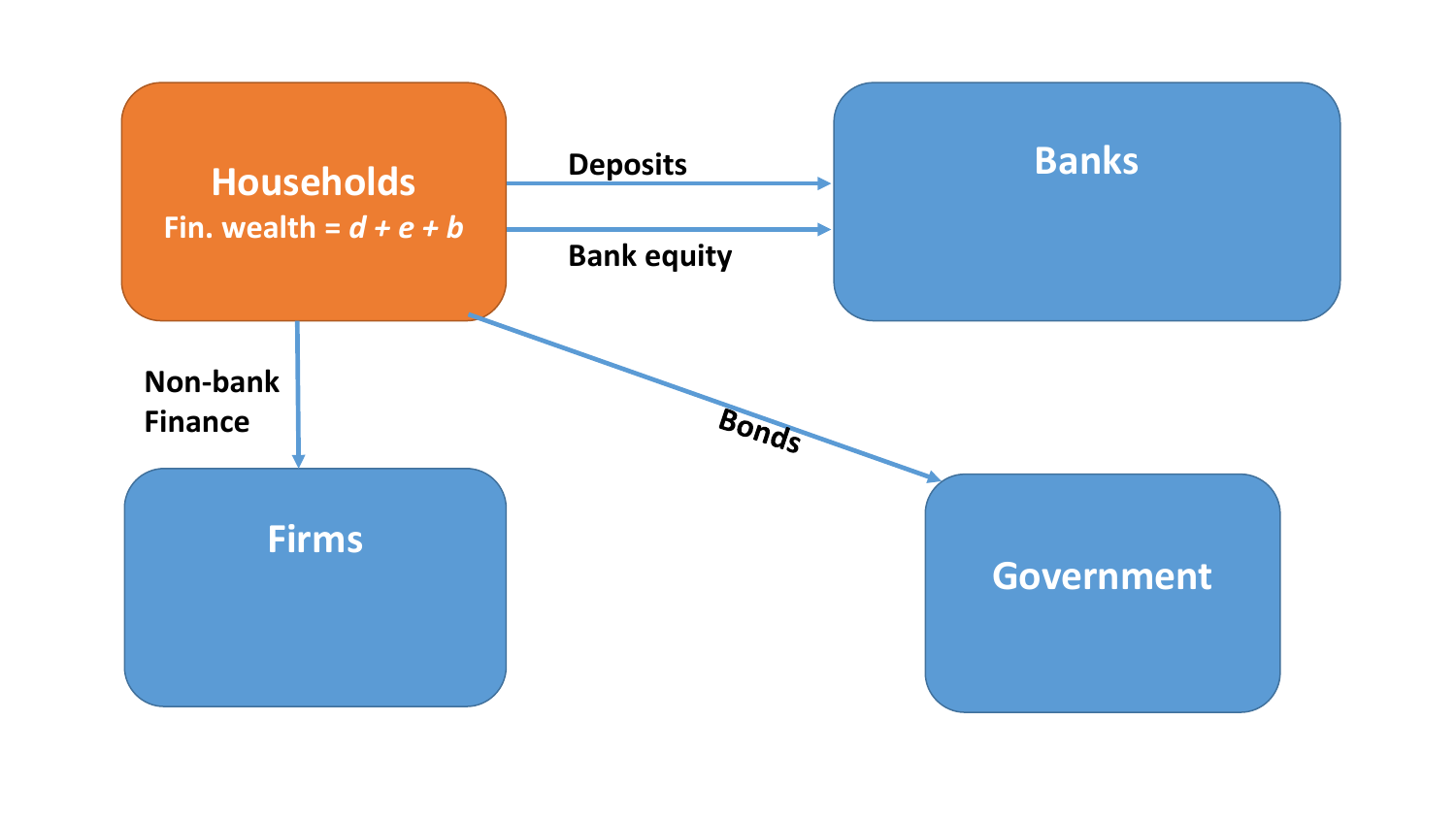**Households**

Fin. wealth = $d + e + b$

**Deposits**

**Bank equity**

**Banks**

**Non-bank Finance**

**Bonds**

**Firms**

**Government**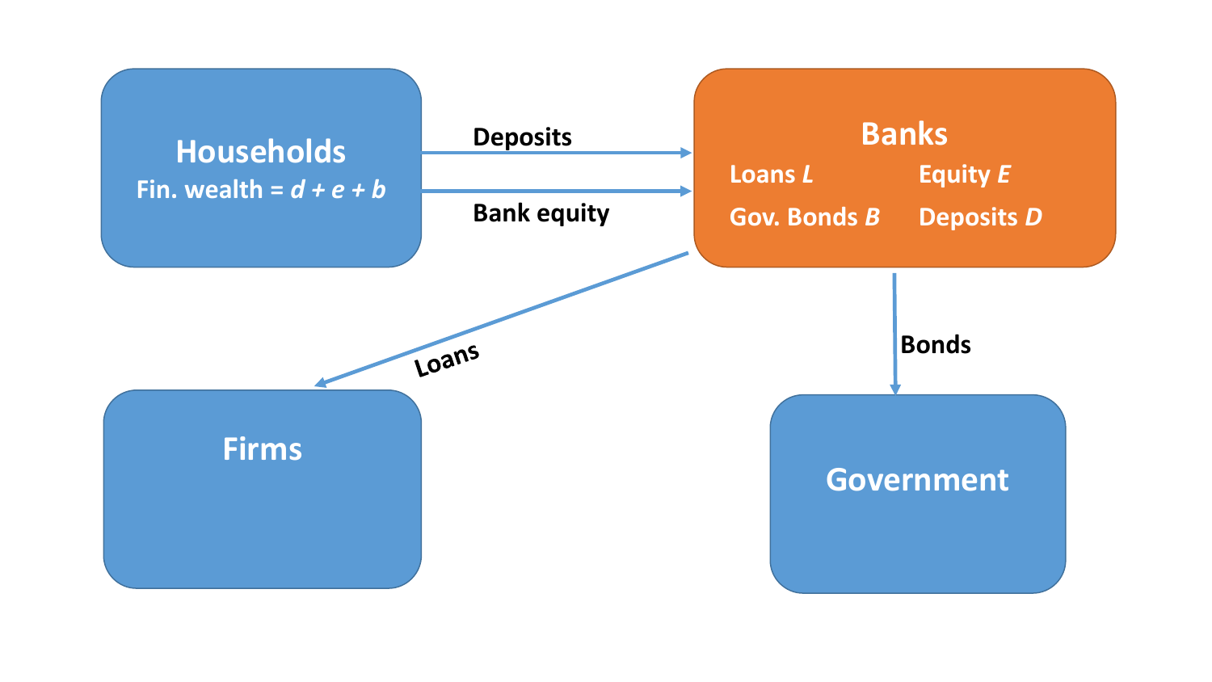Households

Fin. wealth = $d + e + b$

Deposits

Bank equity

Banks

Loans $L$

Equity $E$

Gov. Bonds $B$

Deposits $D$

Loans

Bonds

Firms

Government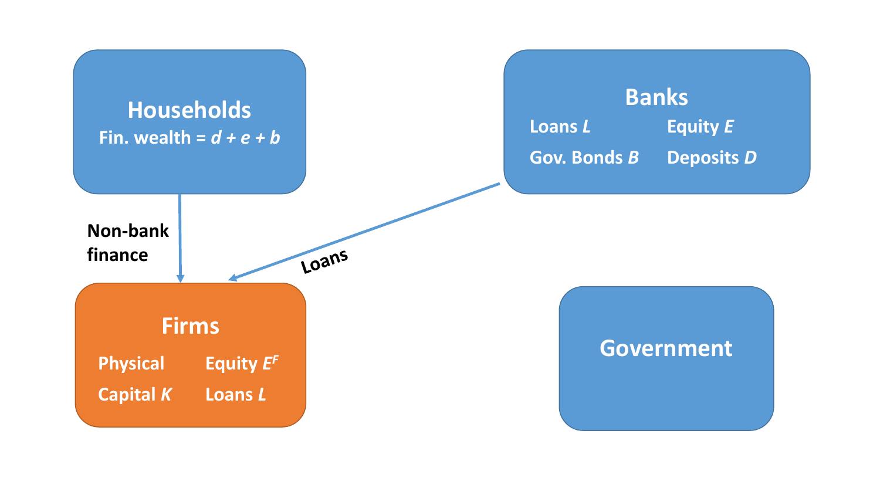**Households**

Fin. wealth = $d + e + b$

**Banks**

Loans $L$ | Equity $E$

Gov. Bonds $B$ | Deposits $D$

**Non-bank finance**

**Loans**

**Firms**

Physical Capital $K$ | Equity $E^F$

Loans $L$

**Government**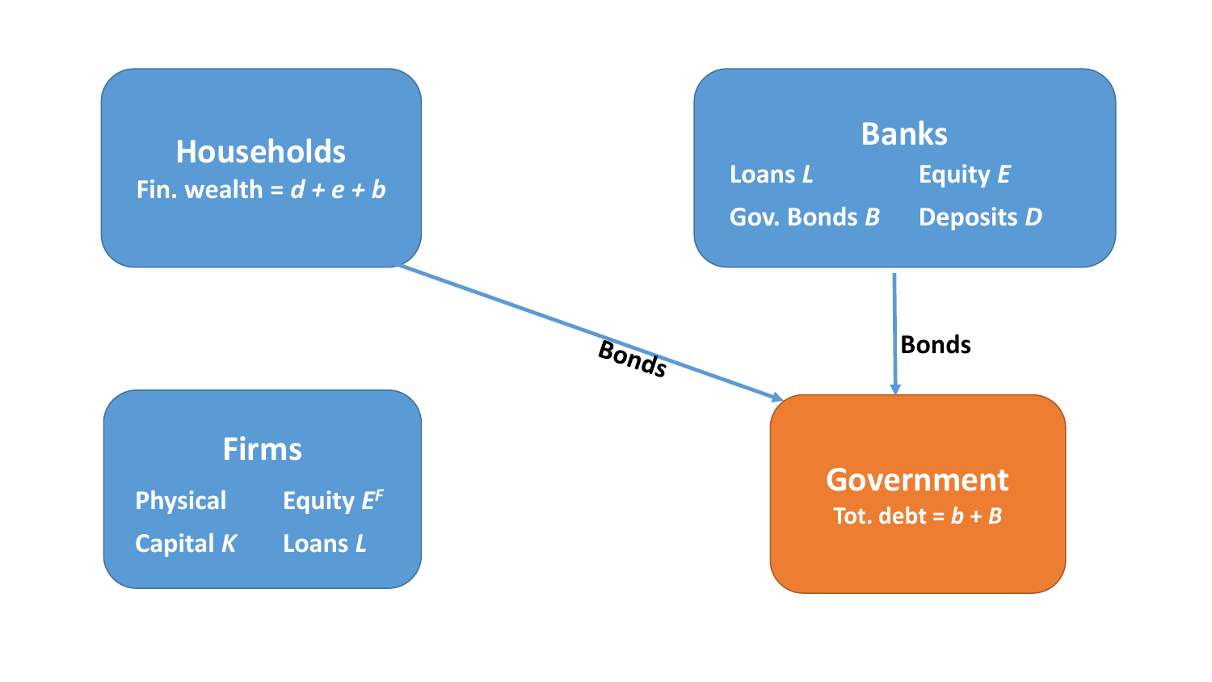**Households**

Fin. wealth = $d + e + b$

**Banks**

Loans $L$ | Equity $E$

Gov. Bonds $B$ | Deposits $D$

Bonds

Bonds

**Firms**

Physical Capital $K$ | Equity $E^F$

Loans $L$

**Government**

Tot. debt = $b + B$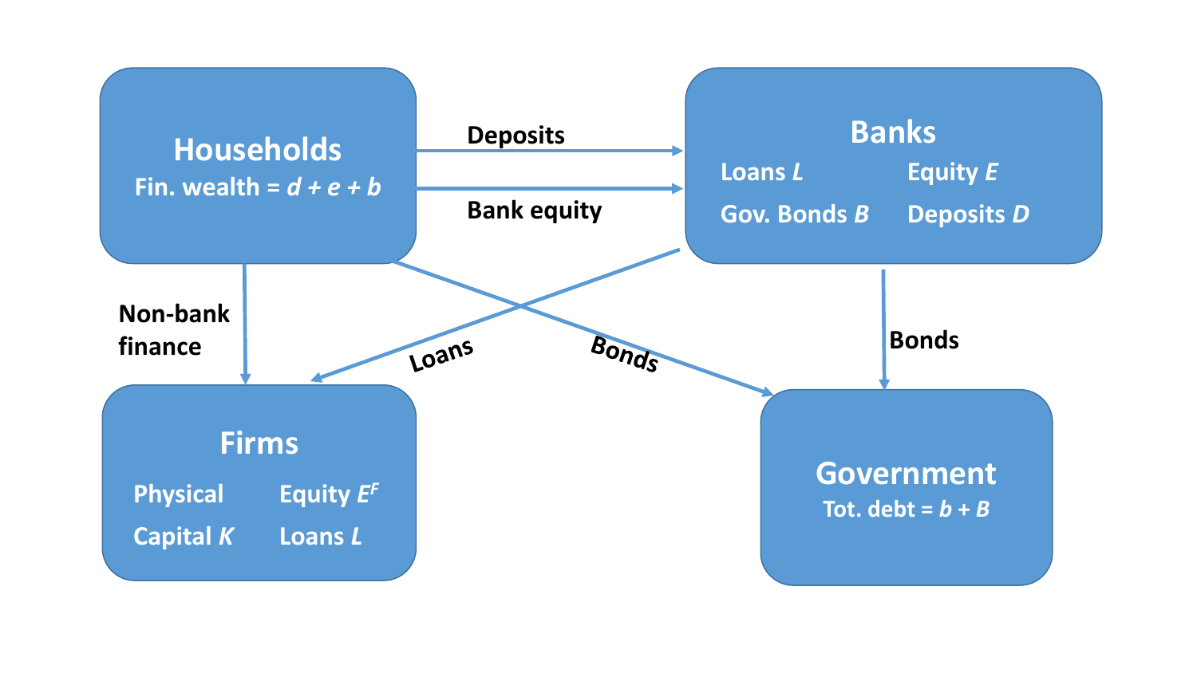**Households**
Fin. wealth = $d + e + b$

Deposits

Bank equity

**Banks**

Loans $L$ | Equity $E$
Gov. Bonds $B$ | Deposits $D$

Non-bank finance

Loans

Bonds

Bonds

**Firms**

Physical Capital $K$ | Equity $E^F$
Loans $L$

**Government**
Tot. debt = $b + B$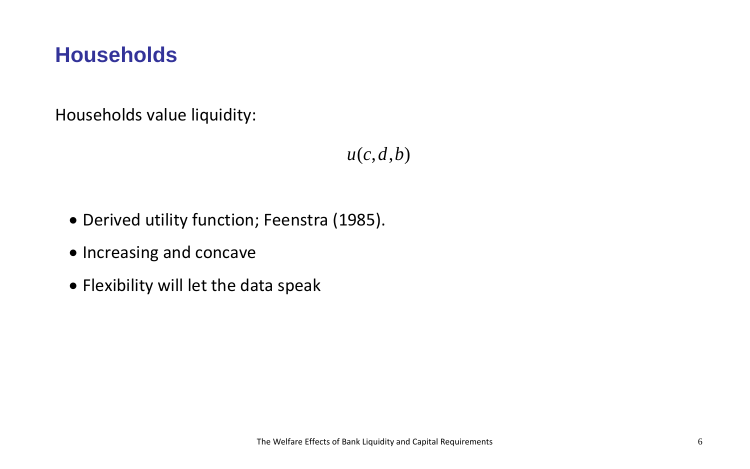# Households

Households value liquidity:

$$u(c, d, b)$$

- Derived utility function; Feenstra (1985).
- Increasing and concave
- Flexibility will let the data speak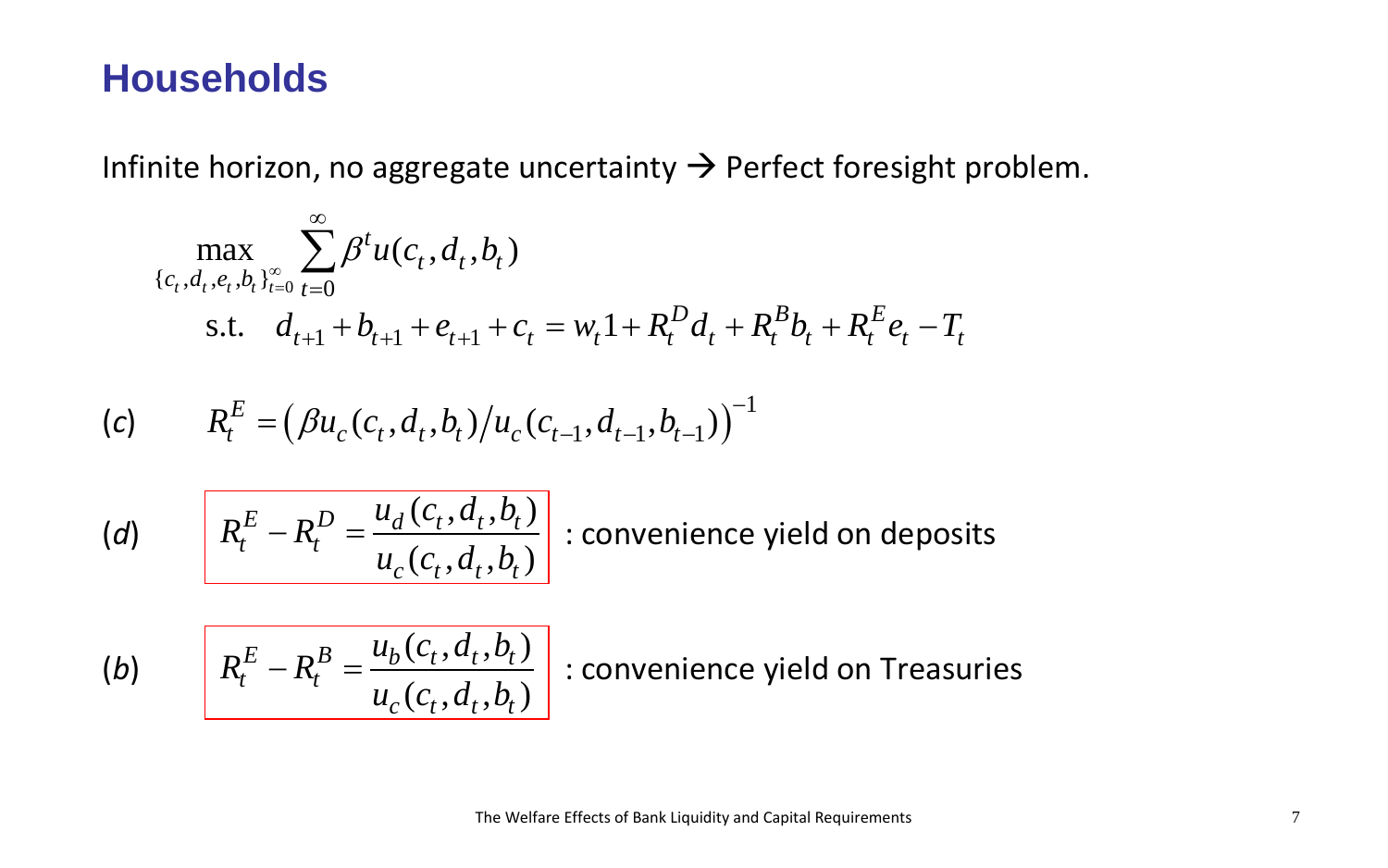# Households

Infinite horizon, no aggregate uncertainty → Perfect foresight problem.

$$\max_{\{c_t,d_t,e_t,b_t\}_{t=0}^{\infty}} \sum_{t=0}^{\infty} \beta^t u(c_t,d_t,b_t)$$

$$\text{s.t.} \quad d_{t+1}+b_{t+1}+e_{t+1}+c_t = w_t 1 + R_t^D d_t + R_t^B b_t + R_t^E e_t - T_t$$

(*c*) $$R_t^E = \left(\beta u_c(c_t,d_t,b_t)/u_c(c_{t-1},d_{t-1},b_{t-1})\right)^{-1}$$

(*d*) $$R_t^E - R_t^D = \frac{u_d(c_t,d_t,b_t)}{u_c(c_t,d_t,b_t)}$$ : convenience yield on deposits

(*b*) $$R_t^E - R_t^B = \frac{u_b(c_t,d_t,b_t)}{u_c(c_t,d_t,b_t)}$$ : convenience yield on Treasuries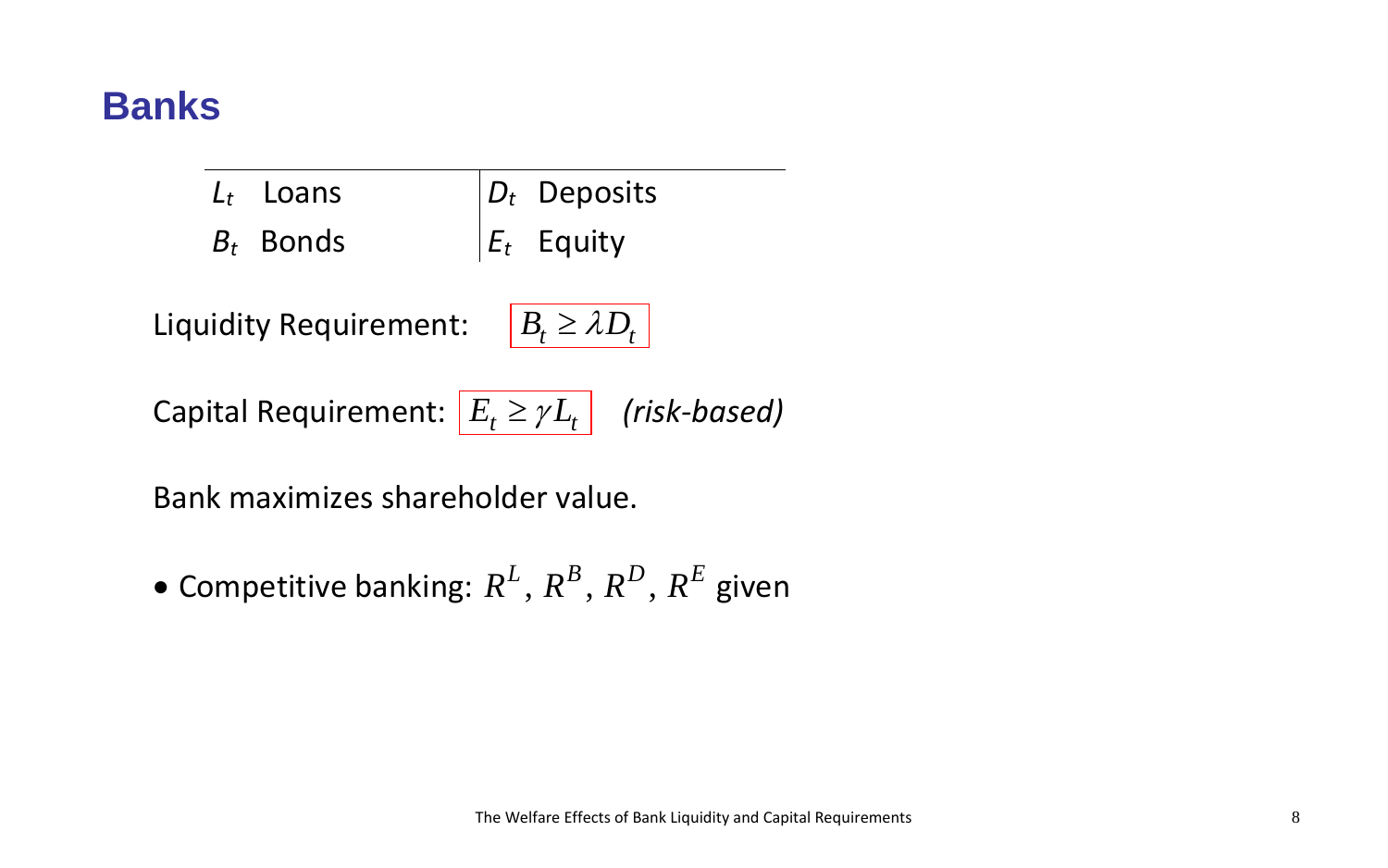# Banks

| Assets | | Liabilities | |
|---|---|---|---|
| $L_t$ | Loans | $D_t$ | Deposits |
| $B_t$ | Bonds | $E_t$ | Equity |

Liquidity Requirement: $B_t \geq \lambda D_t$

Capital Requirement: $E_t \geq \gamma L_t$ *(risk-based)*

Bank maximizes shareholder value.

- Competitive banking: $R^L$, $R^B$, $R^D$, $R^E$ given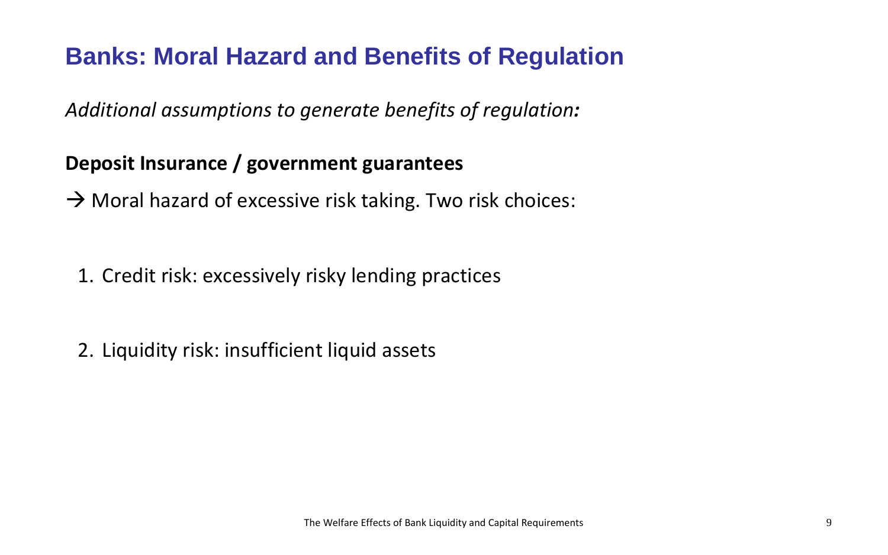# Banks: Moral Hazard and Benefits of Regulation

*Additional assumptions to generate benefits of regulation:*

**Deposit Insurance / government guarantees**

→ Moral hazard of excessive risk taking. Two risk choices:

1. Credit risk: excessively risky lending practices

2. Liquidity risk: insufficient liquid assets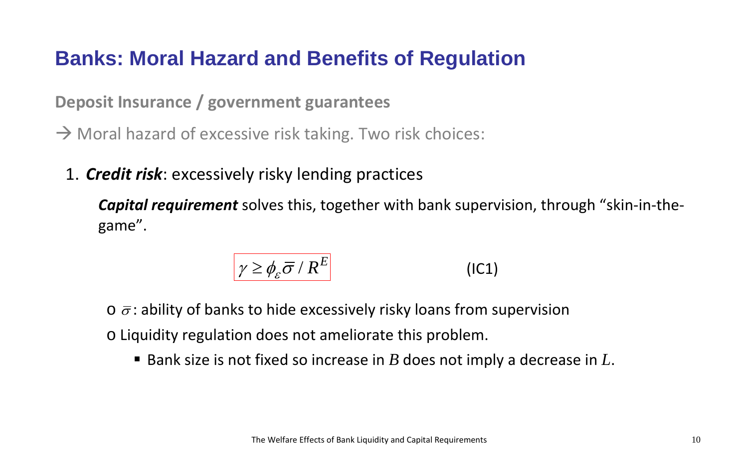# Banks: Moral Hazard and Benefits of Regulation

**Deposit Insurance / government guarantees**

→ Moral hazard of excessive risk taking. Two risk choices:

1. ***Credit risk***: excessively risky lending practices

   ***Capital requirement*** solves this, together with bank supervision, through "skin-in-the-game".

$$\gamma \geq \phi_{\varepsilon} \bar{\sigma} / R^{E} \qquad \text{(IC1)}$$

   - $\bar{\sigma}$: ability of banks to hide excessively risky loans from supervision
   - Liquidity regulation does not ameliorate this problem.
     - Bank size is not fixed so increase in $B$ does not imply a decrease in $L$.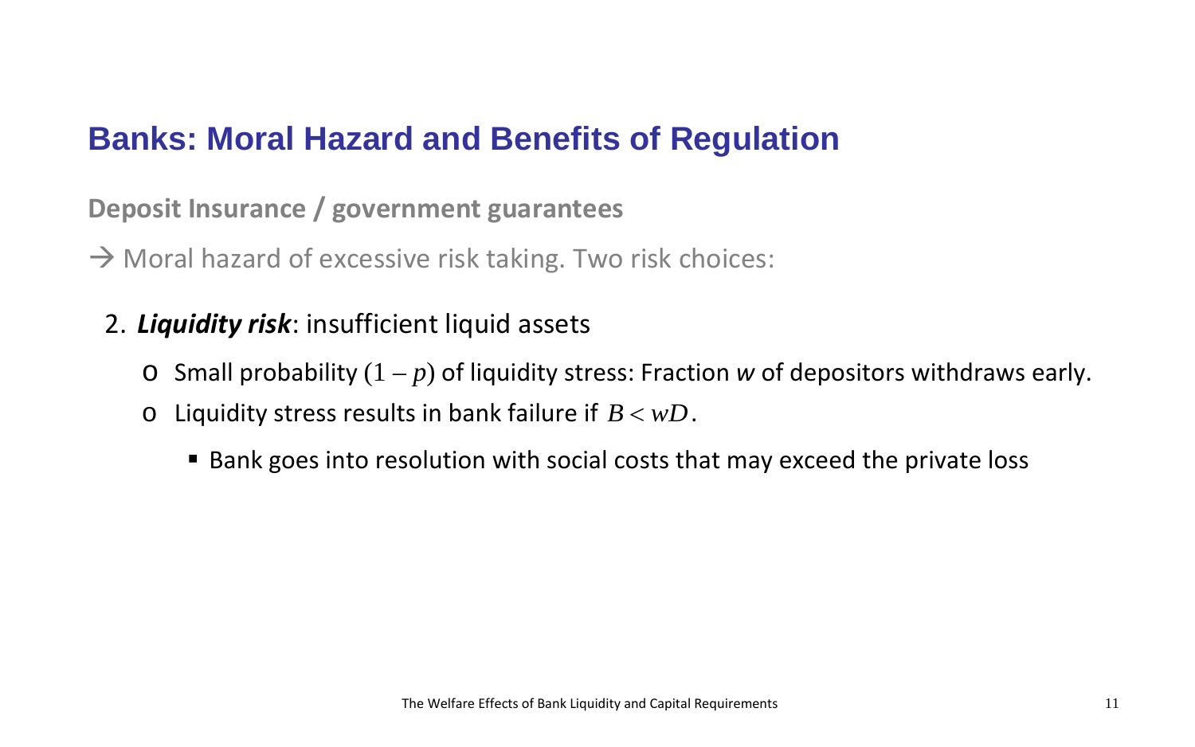## Banks: Moral Hazard and Benefits of Regulation

**Deposit Insurance / government guarantees**

→ Moral hazard of excessive risk taking. Two risk choices:

2. ***Liquidity risk***: insufficient liquid assets
   - Small probability $(1-p)$ of liquidity stress: Fraction *w* of depositors withdraws early.
   - Liquidity stress results in bank failure if $B < wD$.
     - Bank goes into resolution with social costs that may exceed the private loss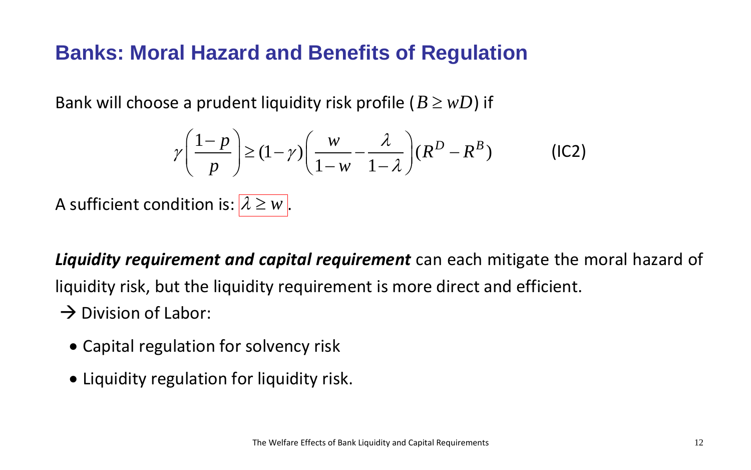## Banks: Moral Hazard and Benefits of Regulation

Bank will choose a prudent liquidity risk profile ($B \geq wD$) if

$$\gamma\left(\frac{1-p}{p}\right) \geq (1-\gamma)\left(\frac{w}{1-w}-\frac{\lambda}{1-\lambda}\right)(R^D - R^B) \qquad \text{(IC2)}$$

A sufficient condition is: $\lambda \geq w$.

***Liquidity requirement and capital requirement*** can each mitigate the moral hazard of liquidity risk, but the liquidity requirement is more direct and efficient.

→ Division of Labor:

- Capital regulation for solvency risk
- Liquidity regulation for liquidity risk.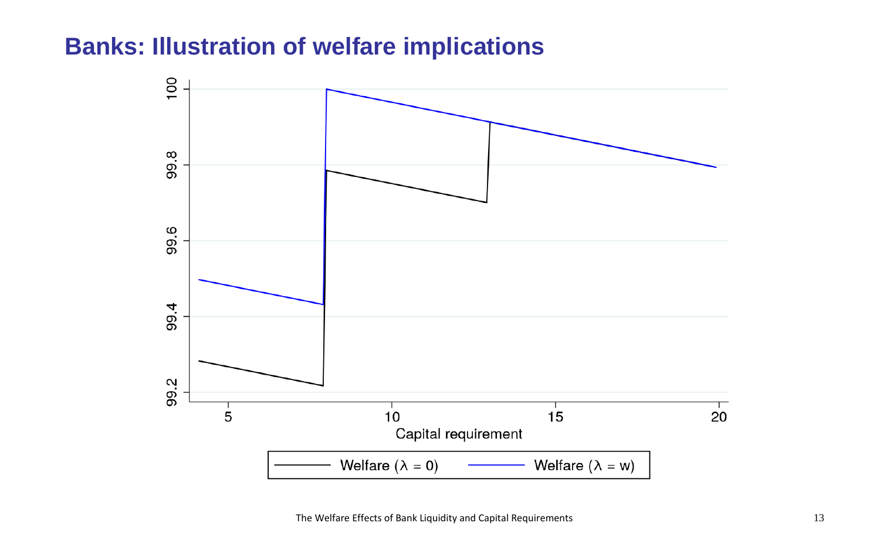# Banks: Illustration of welfare implications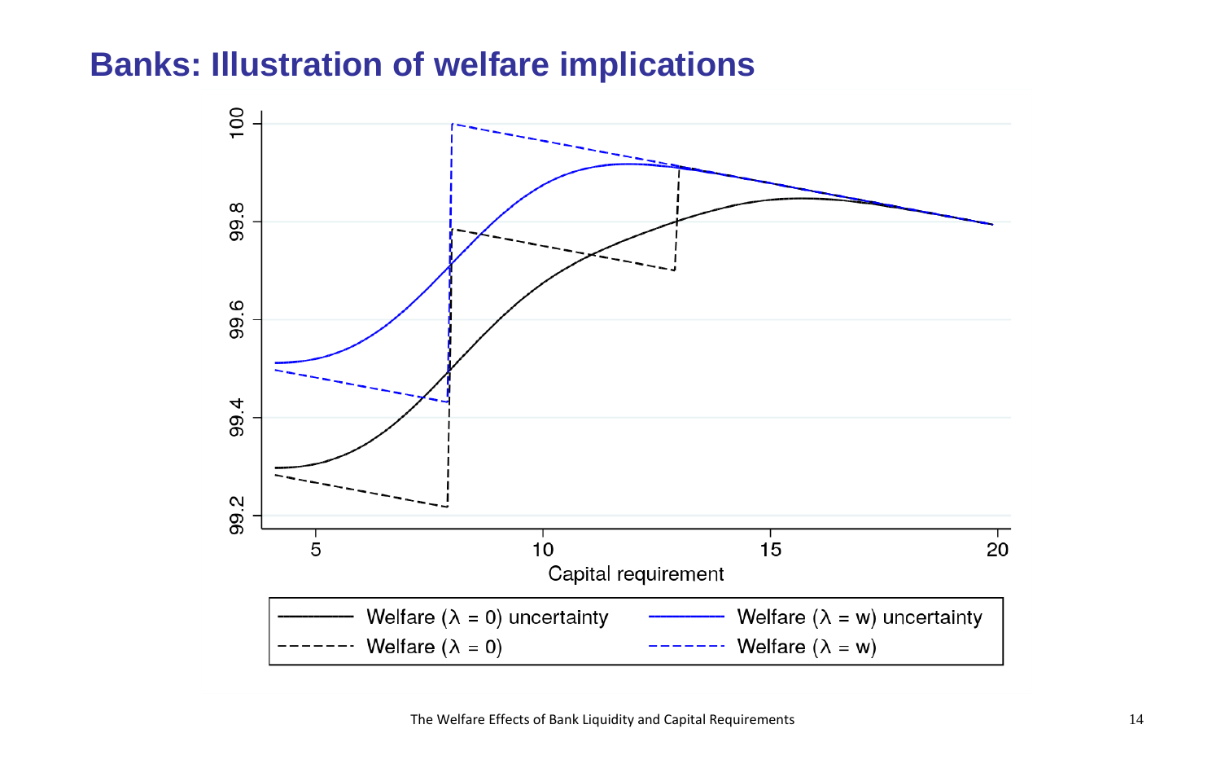# Banks: Illustration of welfare implications

| | |
|---|---|
| ——— Welfare ($\lambda$ = 0) uncertainty | ——— Welfare ($\lambda$ = w) uncertainty |
| - - - - - Welfare ($\lambda$ = 0) | - - - - - Welfare ($\lambda$ = w) |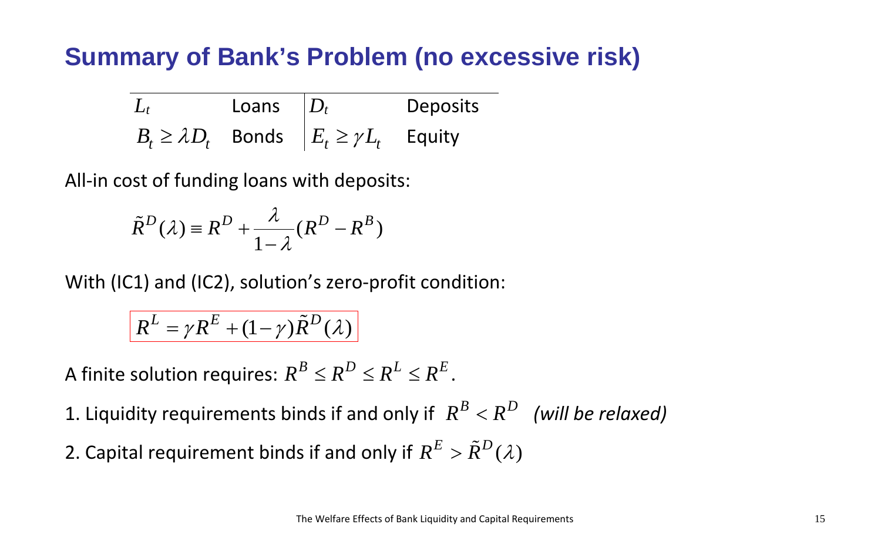# Summary of Bank's Problem (no excessive risk)

| $L_t$ | Loans | $D_t$ | Deposits |
|---|---|---|---|
| $B_t \geq \lambda D_t$ | Bonds | $E_t \geq \gamma L_t$ | Equity |

All-in cost of funding loans with deposits:

$$\tilde{R}^D(\lambda) \equiv R^D + \frac{\lambda}{1-\lambda}(R^D - R^B)$$

With (IC1) and (IC2), solution's zero-profit condition:

$$\boxed{R^L = \gamma R^E + (1-\gamma)\tilde{R}^D(\lambda)}$$

A finite solution requires: $R^B \leq R^D \leq R^L \leq R^E$.

1. Liquidity requirements binds if and only if $R^B < R^D$ *(will be relaxed)*
2. Capital requirement binds if and only if $R^E > \tilde{R}^D(\lambda)$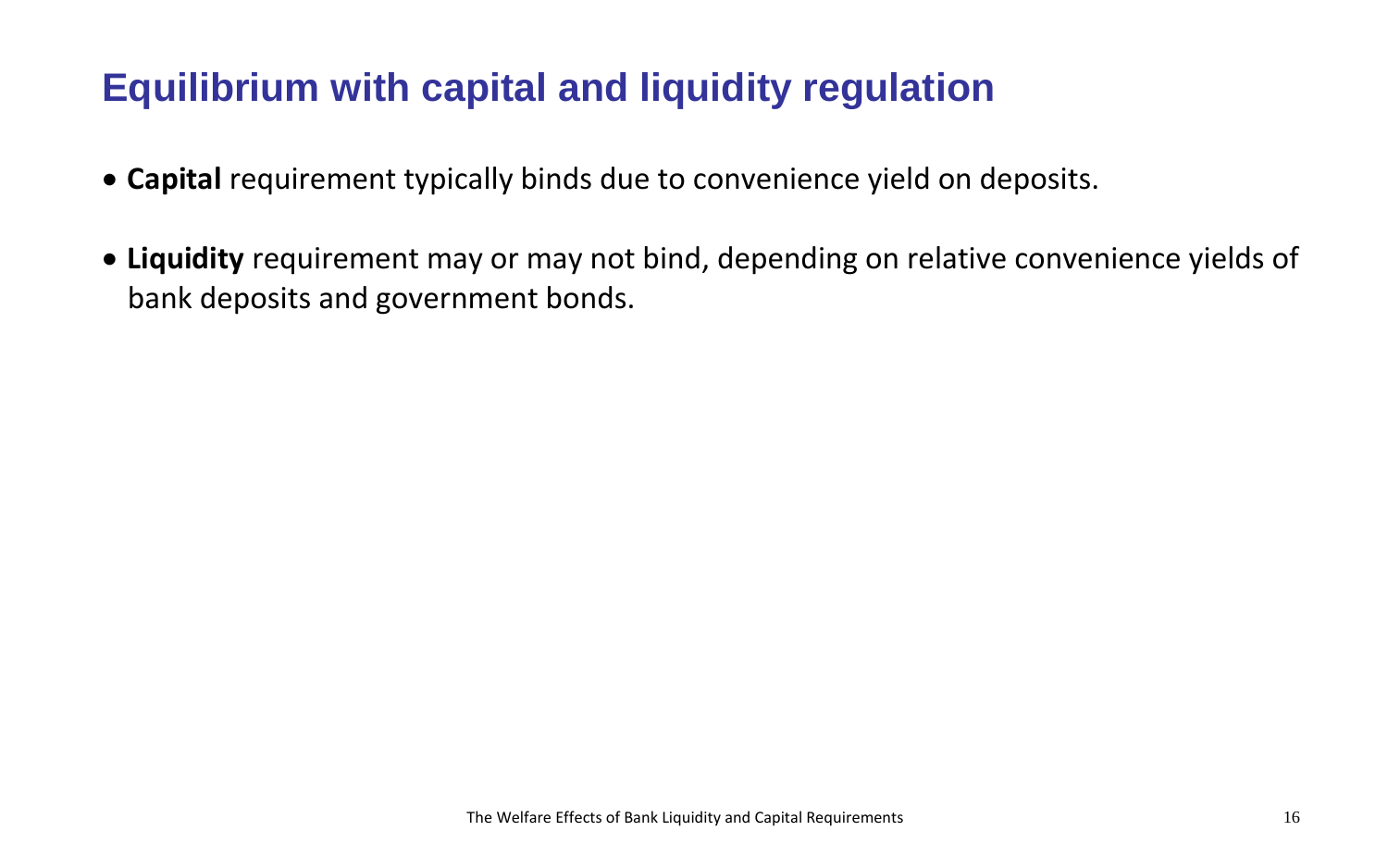# Equilibrium with capital and liquidity regulation

- **Capital** requirement typically binds due to convenience yield on deposits.
- **Liquidity** requirement may or may not bind, depending on relative convenience yields of bank deposits and government bonds.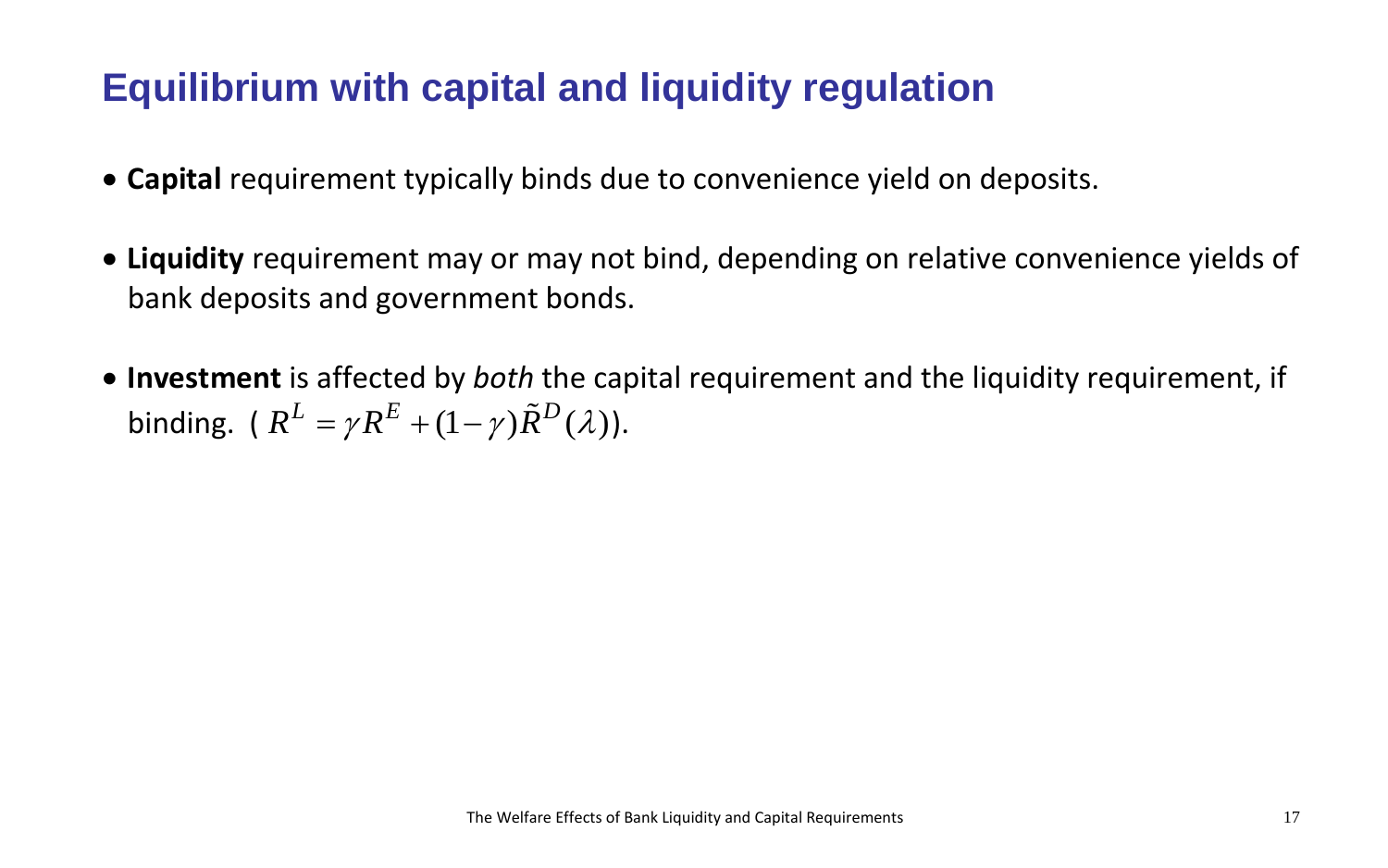# Equilibrium with capital and liquidity regulation

- **Capital** requirement typically binds due to convenience yield on deposits.
- **Liquidity** requirement may or may not bind, depending on relative convenience yields of bank deposits and government bonds.
- **Investment** is affected by *both* the capital requirement and the liquidity requirement, if binding. ( $R^L = \gamma R^E + (1-\gamma)\tilde{R}^D(\lambda)$).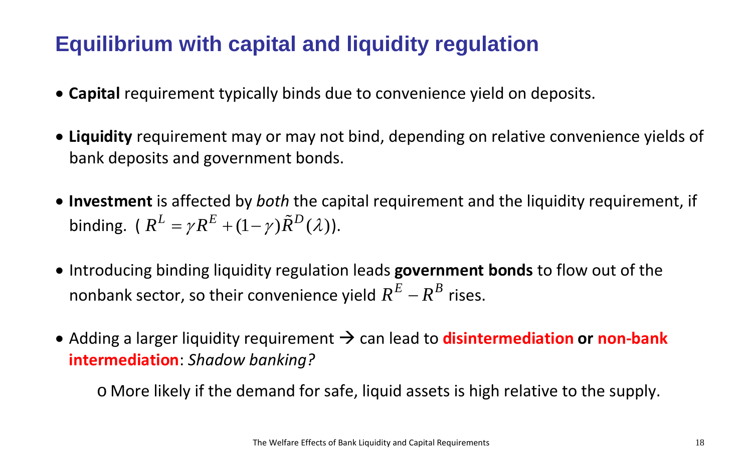# Equilibrium with capital and liquidity regulation

- **Capital** requirement typically binds due to convenience yield on deposits.
- **Liquidity** requirement may or may not bind, depending on relative convenience yields of bank deposits and government bonds.
- **Investment** is affected by *both* the capital requirement and the liquidity requirement, if binding. ( $R^L = \gamma R^E + (1-\gamma)\tilde{R}^D(\lambda)$).
- Introducing binding liquidity regulation leads **government bonds** to flow out of the nonbank sector, so their convenience yield $R^E - R^B$ rises.
- Adding a larger liquidity requirement → can lead to **disintermediation** **or** **non-bank intermediation**: *Shadow banking?*
  - More likely if the demand for safe, liquid assets is high relative to the supply.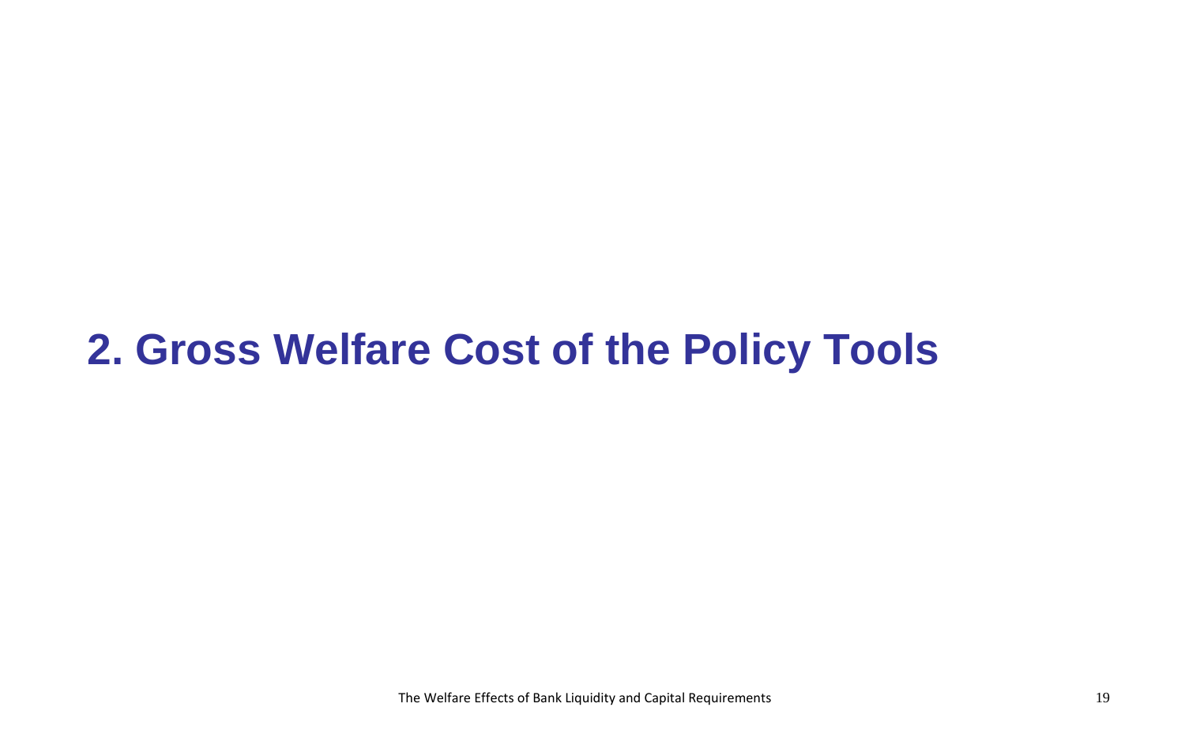# 2. Gross Welfare Cost of the Policy Tools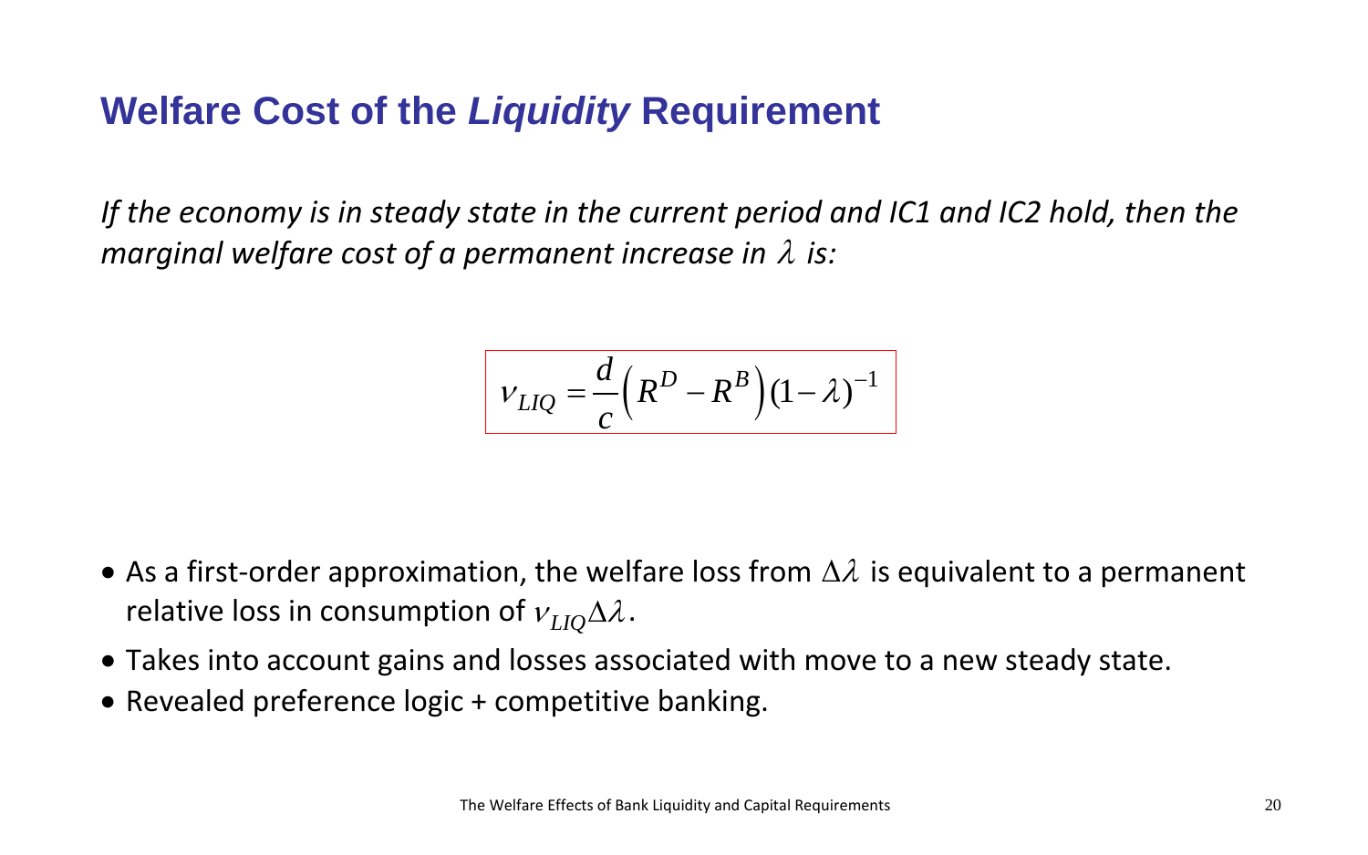# Welfare Cost of the *Liquidity* Requirement

*If the economy is in steady state in the current period and IC1 and IC2 hold, then the marginal welfare cost of a permanent increase in $\lambda$ is:*

$$\nu_{LIQ} = \frac{d}{c}\left(R^D - R^B\right)(1-\lambda)^{-1}$$

- As a first-order approximation, the welfare loss from $\Delta\lambda$ is equivalent to a permanent relative loss in consumption of $\nu_{LIQ}\Delta\lambda$.
- Takes into account gains and losses associated with move to a new steady state.
- Revealed preference logic + competitive banking.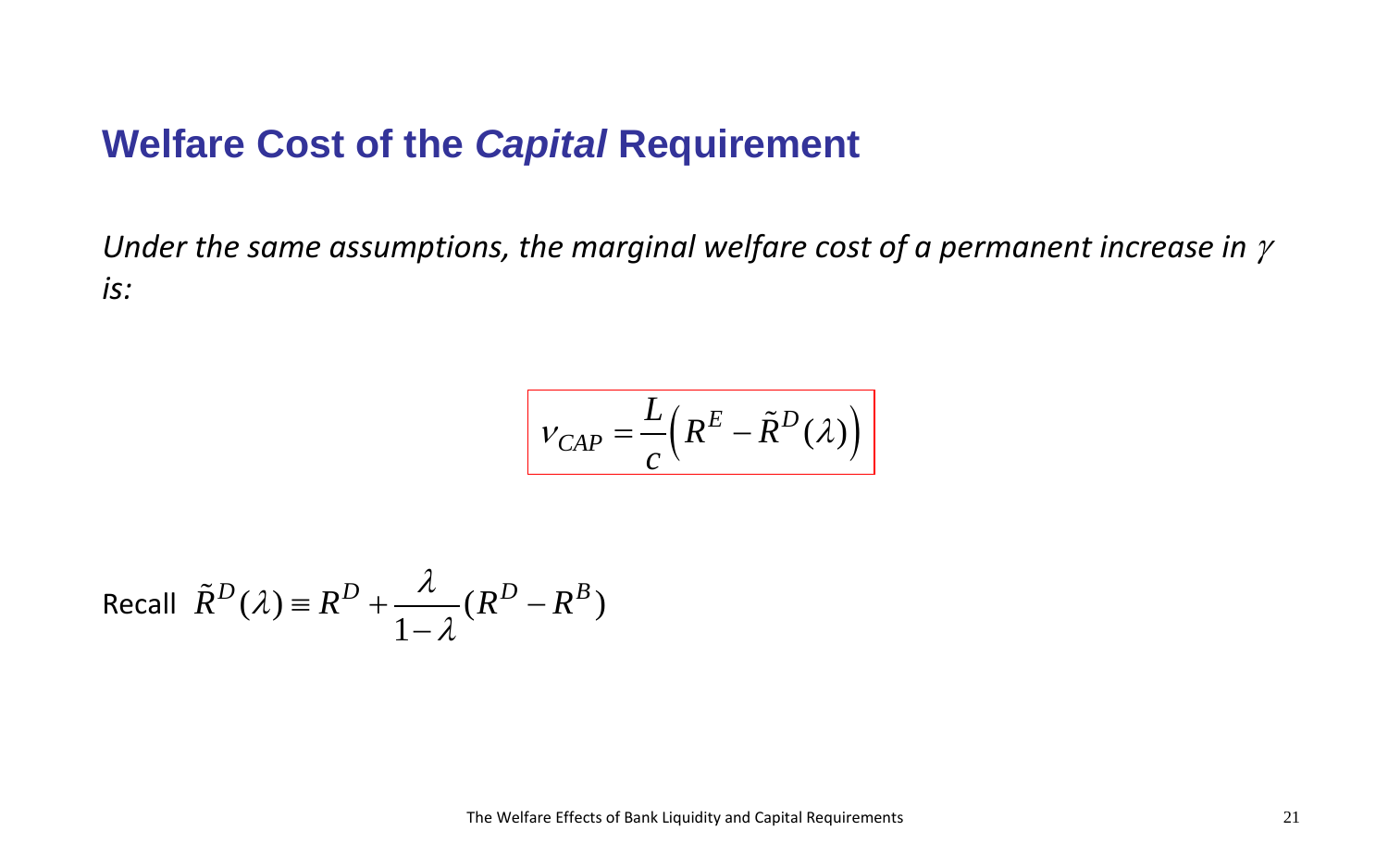## Welfare Cost of the *Capital* Requirement

*Under the same assumptions, the marginal welfare cost of a permanent increase in $\gamma$ is:*

$$\nu_{CAP} = \frac{L}{c}\left(R^E - \tilde{R}^D(\lambda)\right)$$

Recall $\tilde{R}^D(\lambda) \equiv R^D + \frac{\lambda}{1-\lambda}(R^D - R^B)$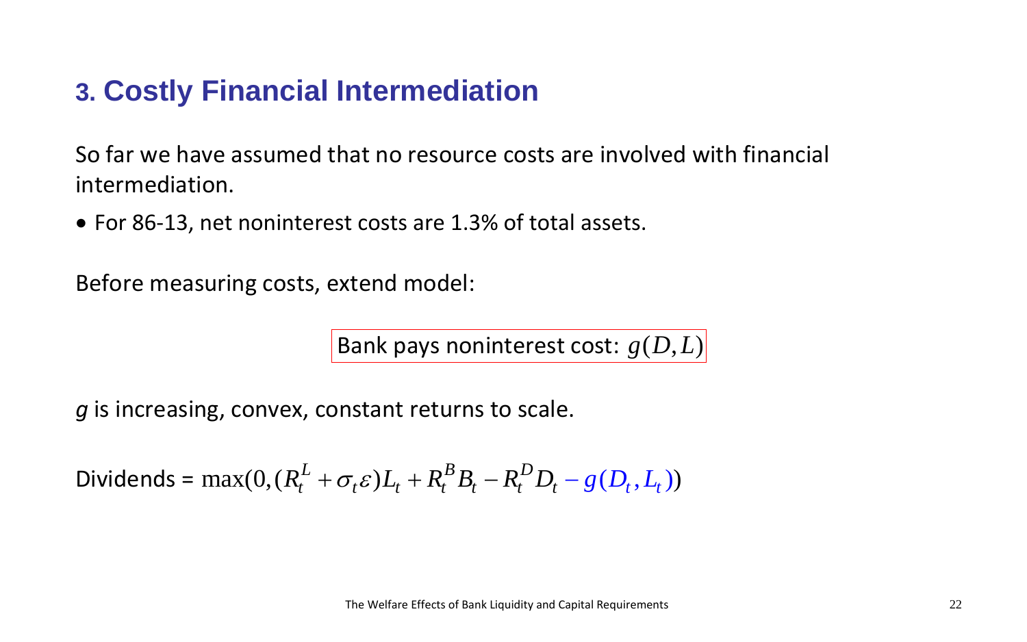## 3. Costly Financial Intermediation

So far we have assumed that no resource costs are involved with financial intermediation.

- For 86-13, net noninterest costs are 1.3% of total assets.

Before measuring costs, extend model:

Bank pays noninterest cost: $g(D,L)$

*g* is increasing, convex, constant returns to scale.

Dividends = $\max(0,(R_t^L + \sigma_t \varepsilon)L_t + R_t^B B_t - R_t^D D_t - g(D_t, L_t))$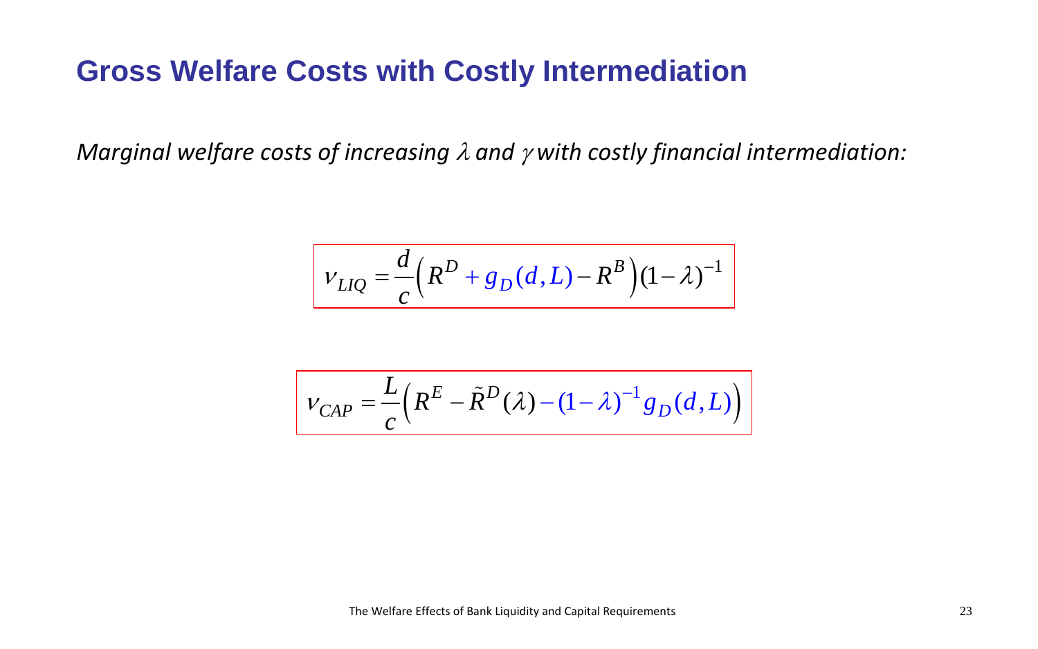# Gross Welfare Costs with Costly Intermediation

*Marginal welfare costs of increasing $\lambda$ and $\gamma$ with costly financial intermediation:*

$$\nu_{LIQ} = \frac{d}{c}\left(R^D + g_D(d,L) - R^B\right)(1-\lambda)^{-1}$$

$$\nu_{CAP} = \frac{L}{c}\left(R^E - \tilde{R}^D(\lambda) - (1-\lambda)^{-1} g_D(d,L)\right)$$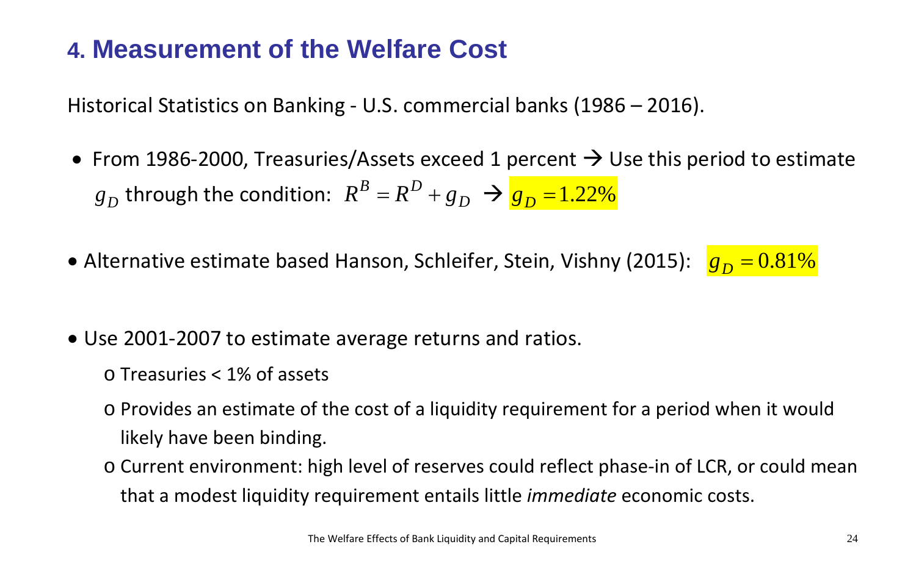## 4. Measurement of the Welfare Cost

Historical Statistics on Banking - U.S. commercial banks (1986 – 2016).

- From 1986-2000, Treasuries/Assets exceed 1 percent → Use this period to estimate $g_D$ through the condition: $R^B = R^D + g_D$ → $g_D = 1.22\%$
- Alternative estimate based Hanson, Schleifer, Stein, Vishny (2015): $g_D = 0.81\%$
- Use 2001-2007 to estimate average returns and ratios.
  - Treasuries < 1% of assets
  - Provides an estimate of the cost of a liquidity requirement for a period when it would likely have been binding.
  - Current environment: high level of reserves could reflect phase-in of LCR, or could mean that a modest liquidity requirement entails little *immediate* economic costs.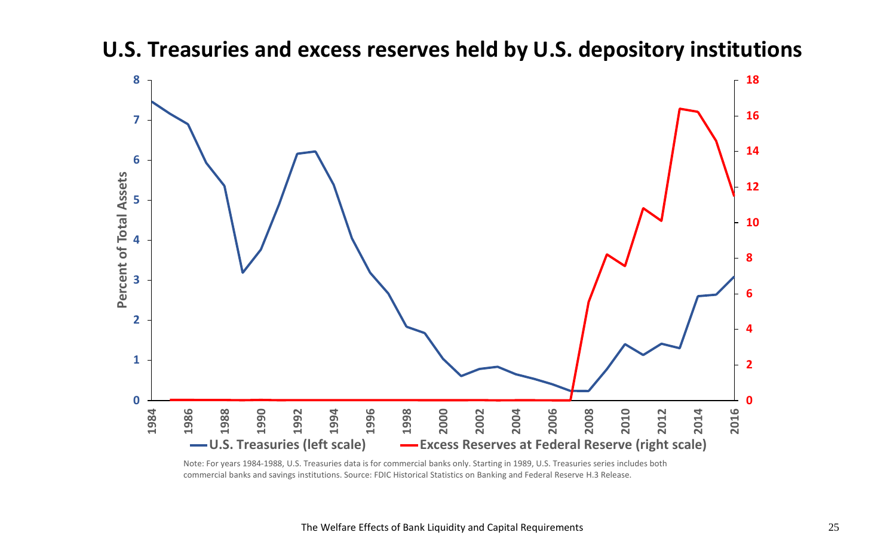# U.S. Treasuries and excess reserves held by U.S. depository institutions

Note: For years 1984-1988, U.S. Treasuries data is for commercial banks only. Starting in 1989, U.S. Treasuries series includes both commercial banks and savings institutions. Source: FDIC Historical Statistics on Banking and Federal Reserve H.3 Release.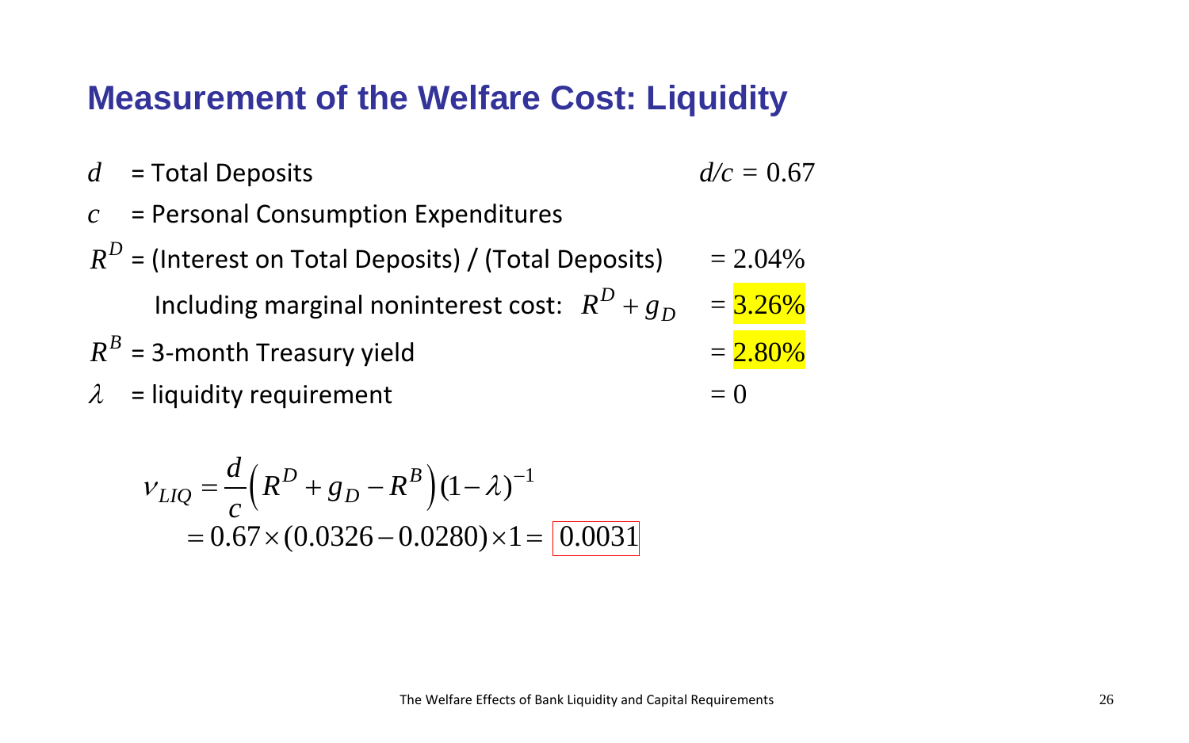# Measurement of the Welfare Cost: Liquidity

$d$ = Total Deposits $\quad d/c = 0.67$

$c$ = Personal Consumption Expenditures

$R^D$ = (Interest on Total Deposits) / (Total Deposits) $= 2.04\%$

Including marginal noninterest cost: $R^D + g_D = 3.26\%$

$R^B$ = 3-month Treasury yield $= 2.80\%$

$\lambda$ = liquidity requirement $= 0$

$$v_{LIQ} = \frac{d}{c}\left(R^D + g_D - R^B\right)(1-\lambda)^{-1}$$

$$= 0.67 \times (0.0326 - 0.0280) \times 1 = \boxed{0.0031}$$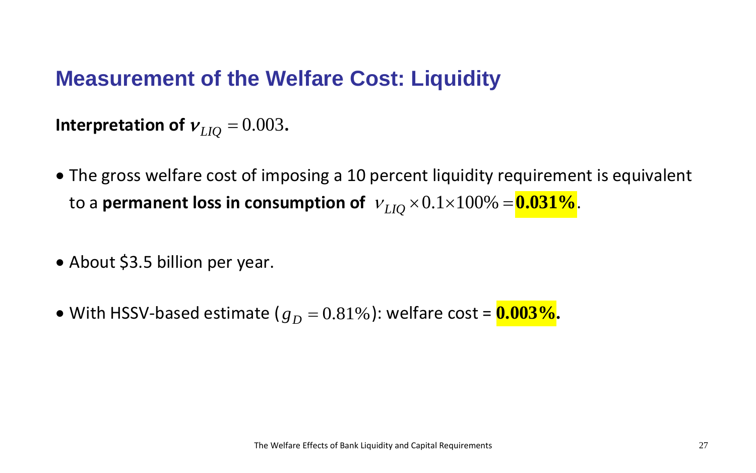## Measurement of the Welfare Cost: Liquidity

**Interpretation of $\nu_{LIQ} = 0.003$.**

- The gross welfare cost of imposing a 10 percent liquidity requirement is equivalent to a **permanent loss in consumption of** $\nu_{LIQ} \times 0.1 \times 100\% = \mathbf{0.031\%}$.

- About $3.5 billion per year.

- With HSSV-based estimate ($g_D = 0.81\%$): welfare cost = $\mathbf{0.003\%}$.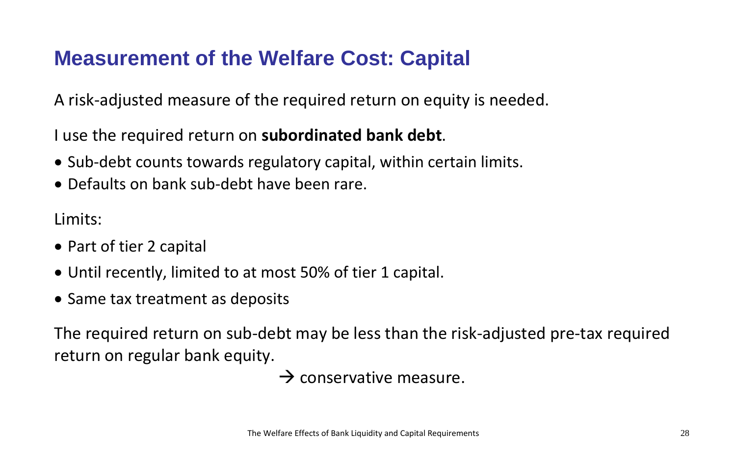# Measurement of the Welfare Cost: Capital

A risk-adjusted measure of the required return on equity is needed.

I use the required return on **subordinated bank debt**.

- Sub-debt counts towards regulatory capital, within certain limits.
- Defaults on bank sub-debt have been rare.

Limits:

- Part of tier 2 capital
- Until recently, limited to at most 50% of tier 1 capital.
- Same tax treatment as deposits

The required return on sub-debt may be less than the risk-adjusted pre-tax required return on regular bank equity.

$\rightarrow$ conservative measure.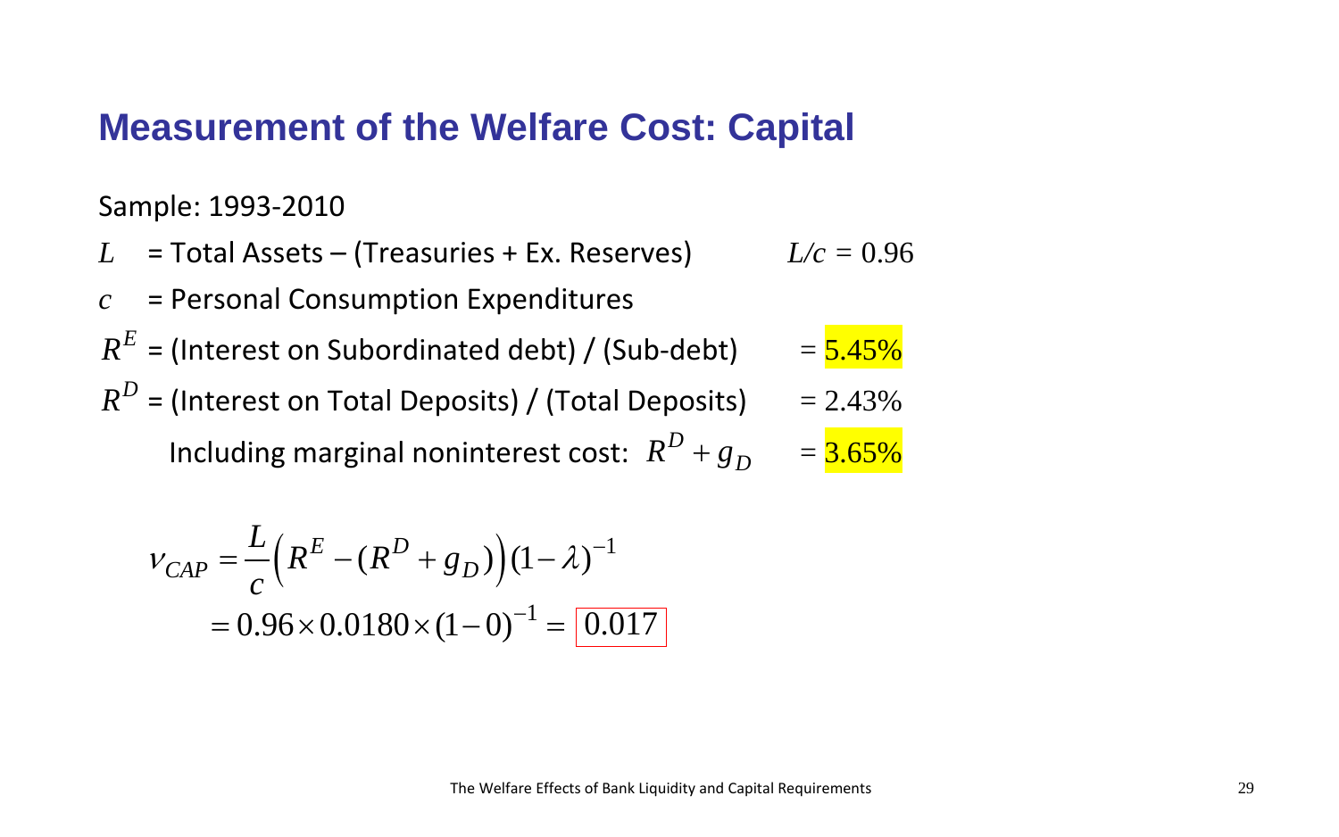## Measurement of the Welfare Cost: Capital

Sample: 1993-2010

$L$ = Total Assets – (Treasuries + Ex. Reserves) $\quad L/c = 0.96$

$c$ = Personal Consumption Expenditures

$R^E$ = (Interest on Subordinated debt) / (Sub-debt) $\quad = 5.45\%$

$R^D$ = (Interest on Total Deposits) / (Total Deposits) $\quad = 2.43\%$

Including marginal noninterest cost: $R^D + g_D \quad = 3.65\%$

$$
\begin{aligned}
v_{CAP} &= \frac{L}{c}\left(R^E - (R^D + g_D)\right)(1-\lambda)^{-1} \\
&= 0.96 \times 0.0180 \times (1-0)^{-1} = \boxed{0.017}
\end{aligned}
$$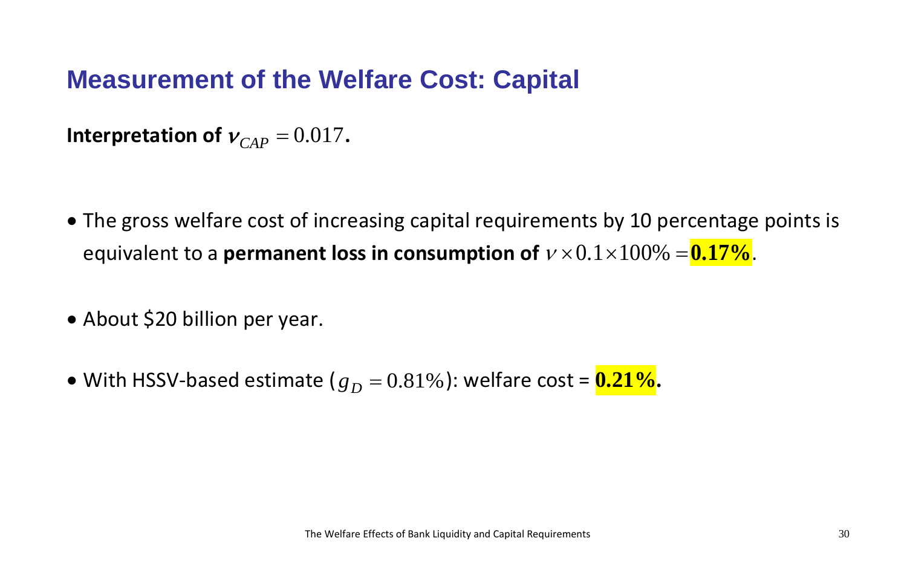## Measurement of the Welfare Cost: Capital

**Interpretation of $\nu_{CAP} = 0.017$.**

- The gross welfare cost of increasing capital requirements by 10 percentage points is equivalent to a **permanent loss in consumption of** $\nu \times 0.1 \times 100\% = \mathbf{0.17\%}$.

- About $20 billion per year.

- With HSSV-based estimate ($g_D = 0.81\%$): welfare cost = $\mathbf{0.21\%}$.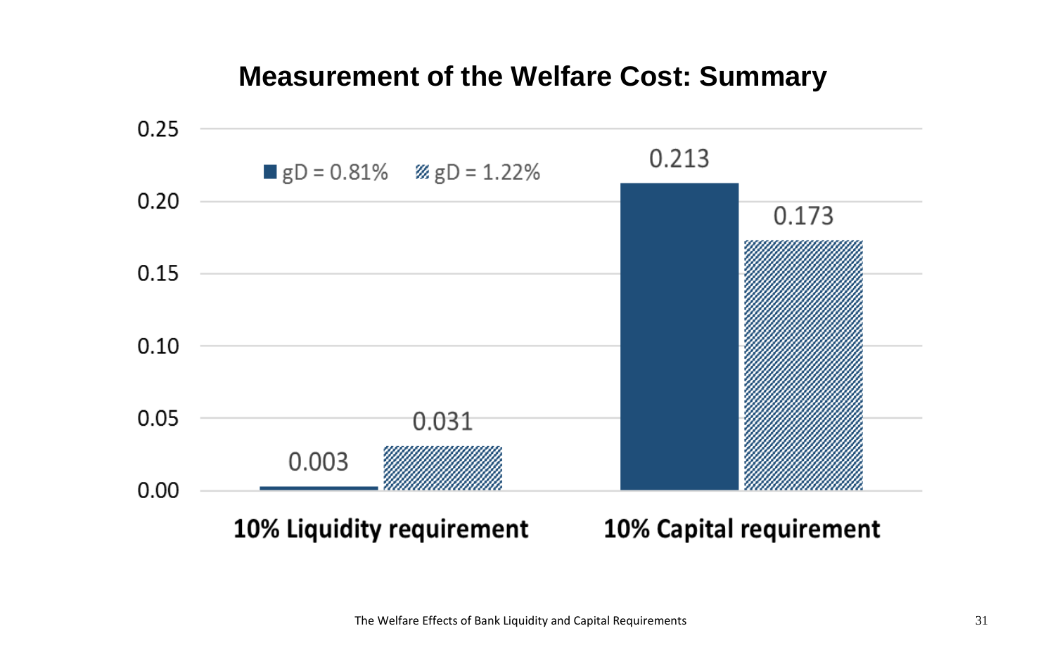# Measurement of the Welfare Cost: Summary

| | gD = 0.81% | gD = 1.22% |
|---|---|---|
| 10% Liquidity requirement | 0.003 | 0.031 |
| 10% Capital requirement | 0.213 | 0.173 |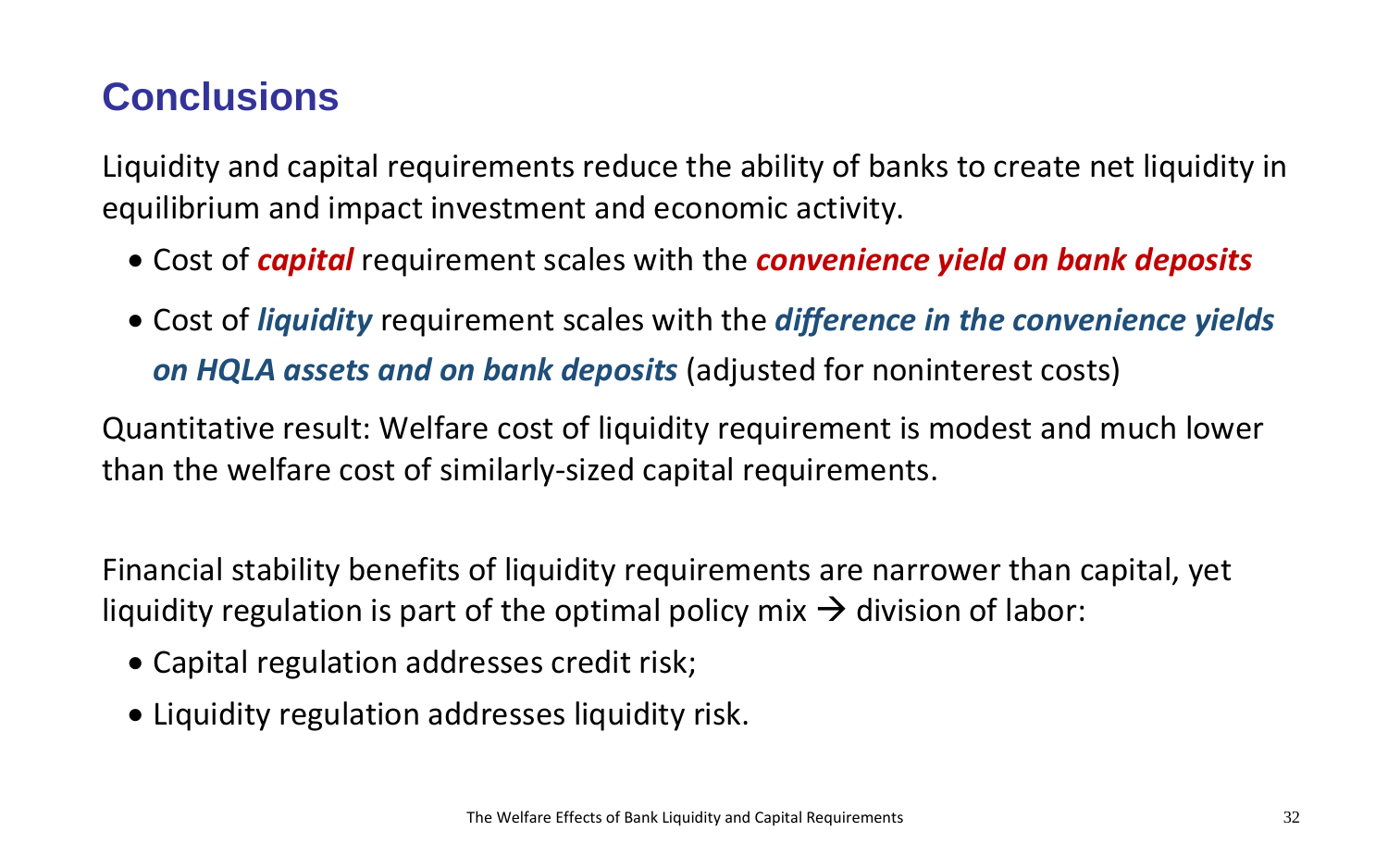# Conclusions

Liquidity and capital requirements reduce the ability of banks to create net liquidity in equilibrium and impact investment and economic activity.

- Cost of ***capital*** requirement scales with the ***convenience yield on bank deposits***
- Cost of ***liquidity*** requirement scales with the ***difference in the convenience yields on HQLA assets and on bank deposits*** (adjusted for noninterest costs)

Quantitative result: Welfare cost of liquidity requirement is modest and much lower than the welfare cost of similarly-sized capital requirements.

Financial stability benefits of liquidity requirements are narrower than capital, yet liquidity regulation is part of the optimal policy mix → division of labor:

- Capital regulation addresses credit risk;
- Liquidity regulation addresses liquidity risk.